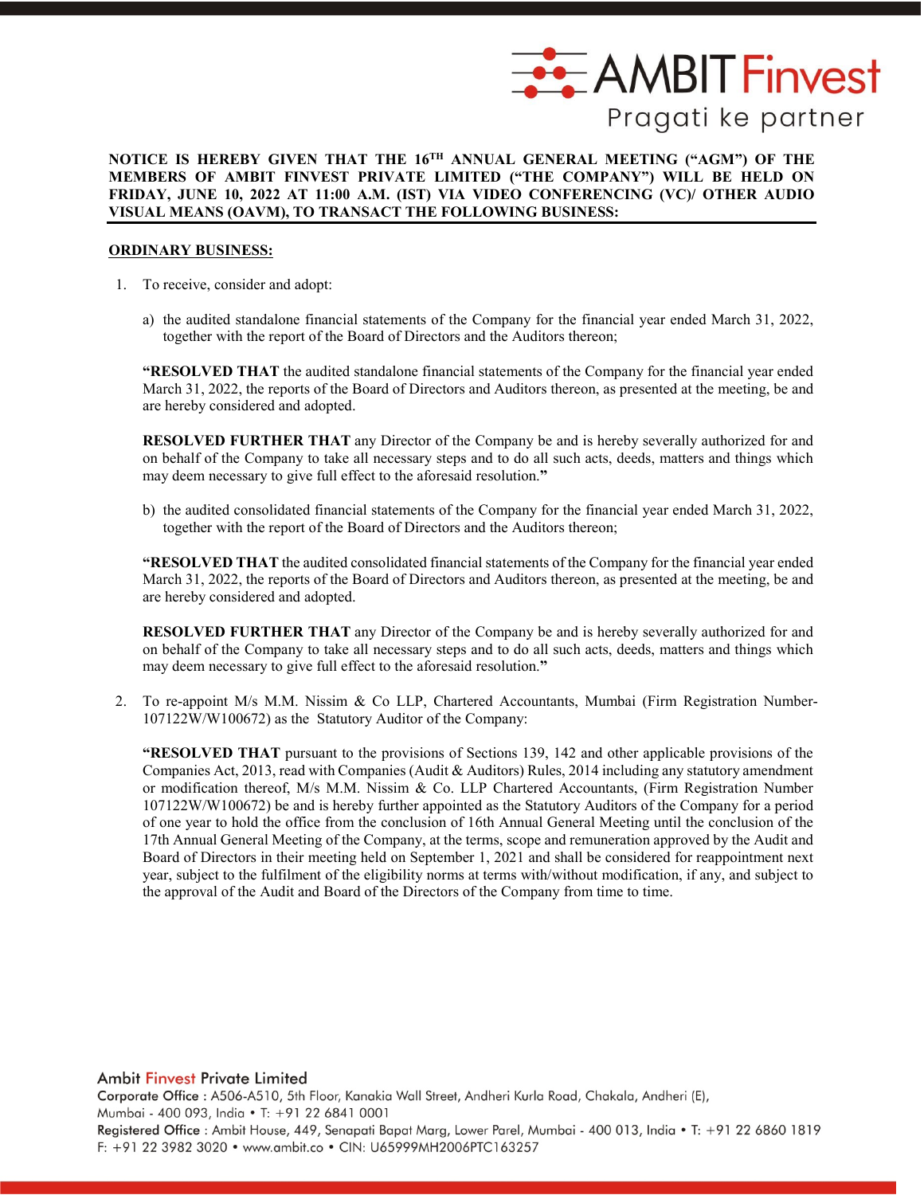**NOTICE IS HEREBY GIVEN THAT THE 16TH ANNUAL GENERAL MEETING ("AGM") OF THE MEMBERS OF AMBIT FINVEST PRIVATE LIMITED ("THE COMPANY") WILL BE HELD ON FRIDAY, JUNE 10, 2022 AT 11:00 A.M. (IST) VIA VIDEO CONFERENCING (VC)/ OTHER AUDIO VISUAL MEANS (OAVM), TO TRANSACT THE FOLLOWING BUSINESS:**

## ORDINARY BUSINESS:

1. To receive, consider and adopt:

   a) the audited standalone financial statements of the Company for the financial year ended March 31, 2022, together with the report of the Board of Directors and the Auditors thereon;

   **"RESOLVED THAT** the audited standalone financial statements of the Company for the financial year ended March 31, 2022, the reports of the Board of Directors and Auditors thereon, as presented at the meeting, be and are hereby considered and adopted.

   **RESOLVED FURTHER THAT** any Director of the Company be and is hereby severally authorized for and on behalf of the Company to take all necessary steps and to do all such acts, deeds, matters and things which may deem necessary to give full effect to the aforesaid resolution.**"**

   b) the audited consolidated financial statements of the Company for the financial year ended March 31, 2022, together with the report of the Board of Directors and the Auditors thereon;

   **"RESOLVED THAT** the audited consolidated financial statements of the Company for the financial year ended March 31, 2022, the reports of the Board of Directors and Auditors thereon, as presented at the meeting, be and are hereby considered and adopted.

   **RESOLVED FURTHER THAT** any Director of the Company be and is hereby severally authorized for and on behalf of the Company to take all necessary steps and to do all such acts, deeds, matters and things which may deem necessary to give full effect to the aforesaid resolution.**"**

2. To re-appoint M/s M.M. Nissim & Co LLP, Chartered Accountants, Mumbai (Firm Registration Number-107122W/W100672) as the Statutory Auditor of the Company:

   **"RESOLVED THAT** pursuant to the provisions of Sections 139, 142 and other applicable provisions of the Companies Act, 2013, read with Companies (Audit & Auditors) Rules, 2014 including any statutory amendment or modification thereof, M/s M.M. Nissim & Co. LLP Chartered Accountants, (Firm Registration Number 107122W/W100672) be and is hereby further appointed as the Statutory Auditors of the Company for a period of one year to hold the office from the conclusion of 16th Annual General Meeting until the conclusion of the 17th Annual General Meeting of the Company, at the terms, scope and remuneration approved by the Audit and Board of Directors in their meeting held on September 1, 2021 and shall be considered for reappointment next year, subject to the fulfilment of the eligibility norms at terms with/without modification, if any, and subject to the approval of the Audit and Board of the Directors of the Company from time to time.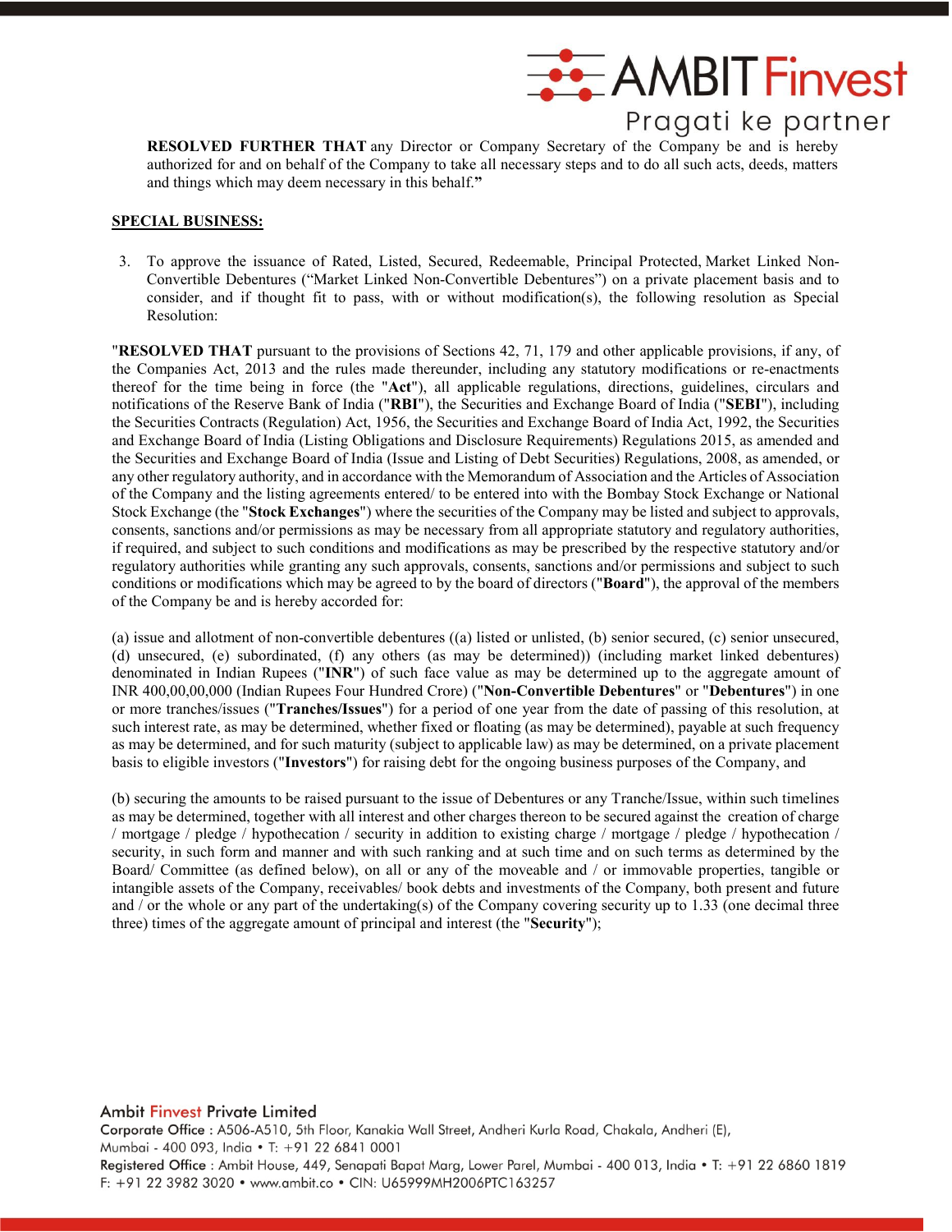**RESOLVED FURTHER THAT** any Director or Company Secretary of the Company be and is hereby authorized for and on behalf of the Company to take all necessary steps and to do all such acts, deeds, matters and things which may deem necessary in this behalf.**"**

**SPECIAL BUSINESS:**

3. To approve the issuance of Rated, Listed, Secured, Redeemable, Principal Protected, Market Linked Non-Convertible Debentures ("Market Linked Non-Convertible Debentures") on a private placement basis and to consider, and if thought fit to pass, with or without modification(s), the following resolution as Special Resolution:

"**RESOLVED THAT** pursuant to the provisions of Sections 42, 71, 179 and other applicable provisions, if any, of the Companies Act, 2013 and the rules made thereunder, including any statutory modifications or re-enactments thereof for the time being in force (the "**Act**"), all applicable regulations, directions, guidelines, circulars and notifications of the Reserve Bank of India ("**RBI**"), the Securities and Exchange Board of India ("**SEBI**"), including the Securities Contracts (Regulation) Act, 1956, the Securities and Exchange Board of India Act, 1992, the Securities and Exchange Board of India (Listing Obligations and Disclosure Requirements) Regulations 2015, as amended and the Securities and Exchange Board of India (Issue and Listing of Debt Securities) Regulations, 2008, as amended, or any other regulatory authority, and in accordance with the Memorandum of Association and the Articles of Association of the Company and the listing agreements entered/ to be entered into with the Bombay Stock Exchange or National Stock Exchange (the "**Stock Exchanges**") where the securities of the Company may be listed and subject to approvals, consents, sanctions and/or permissions as may be necessary from all appropriate statutory and regulatory authorities, if required, and subject to such conditions and modifications as may be prescribed by the respective statutory and/or regulatory authorities while granting any such approvals, consents, sanctions and/or permissions and subject to such conditions or modifications which may be agreed to by the board of directors ("**Board**"), the approval of the members of the Company be and is hereby accorded for:

(a) issue and allotment of non-convertible debentures ((a) listed or unlisted, (b) senior secured, (c) senior unsecured, (d) unsecured, (e) subordinated, (f) any others (as may be determined)) (including market linked debentures) denominated in Indian Rupees ("**INR**") of such face value as may be determined up to the aggregate amount of INR 400,00,00,000 (Indian Rupees Four Hundred Crore) ("**Non-Convertible Debentures**" or "**Debentures**") in one or more tranches/issues ("**Tranches/Issues**") for a period of one year from the date of passing of this resolution, at such interest rate, as may be determined, whether fixed or floating (as may be determined), payable at such frequency as may be determined, and for such maturity (subject to applicable law) as may be determined, on a private placement basis to eligible investors ("**Investors**") for raising debt for the ongoing business purposes of the Company, and

(b) securing the amounts to be raised pursuant to the issue of Debentures or any Tranche/Issue, within such timelines as may be determined, together with all interest and other charges thereon to be secured against the creation of charge / mortgage / pledge / hypothecation / security in addition to existing charge / mortgage / pledge / hypothecation / security, in such form and manner and with such ranking and at such time and on such terms as determined by the Board/ Committee (as defined below), on all or any of the moveable and / or immovable properties, tangible or intangible assets of the Company, receivables/ book debts and investments of the Company, both present and future and / or the whole or any part of the undertaking(s) of the Company covering security up to 1.33 (one decimal three three) times of the aggregate amount of principal and interest (the "**Security**");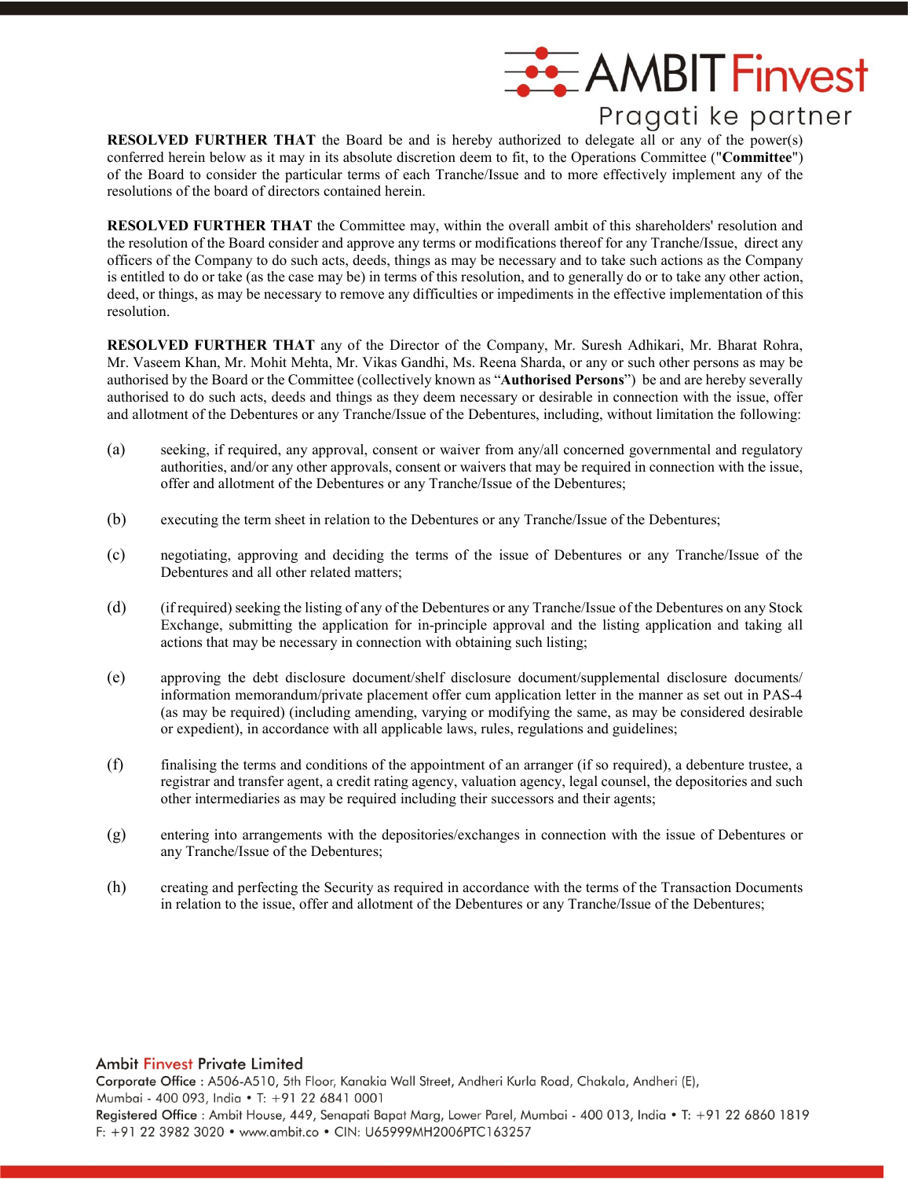**RESOLVED FURTHER THAT** the Board be and is hereby authorized to delegate all or any of the power(s) conferred herein below as it may in its absolute discretion deem to fit, to the Operations Committee ("**Committee**") of the Board to consider the particular terms of each Tranche/Issue and to more effectively implement any of the resolutions of the board of directors contained herein.

**RESOLVED FURTHER THAT** the Committee may, within the overall ambit of this shareholders' resolution and the resolution of the Board consider and approve any terms or modifications thereof for any Tranche/Issue, direct any officers of the Company to do such acts, deeds, things as may be necessary and to take such actions as the Company is entitled to do or take (as the case may be) in terms of this resolution, and to generally do or to take any other action, deed, or things, as may be necessary to remove any difficulties or impediments in the effective implementation of this resolution.

**RESOLVED FURTHER THAT** any of the Director of the Company, Mr. Suresh Adhikari, Mr. Bharat Rohra, Mr. Vaseem Khan, Mr. Mohit Mehta, Mr. Vikas Gandhi, Ms. Reena Sharda, or any or such other persons as may be authorised by the Board or the Committee (collectively known as "**Authorised Persons**") be and are hereby severally authorised to do such acts, deeds and things as they deem necessary or desirable in connection with the issue, offer and allotment of the Debentures or any Tranche/Issue of the Debentures, including, without limitation the following:

(a) seeking, if required, any approval, consent or waiver from any/all concerned governmental and regulatory authorities, and/or any other approvals, consent or waivers that may be required in connection with the issue, offer and allotment of the Debentures or any Tranche/Issue of the Debentures;

(b) executing the term sheet in relation to the Debentures or any Tranche/Issue of the Debentures;

(c) negotiating, approving and deciding the terms of the issue of Debentures or any Tranche/Issue of the Debentures and all other related matters;

(d) (if required) seeking the listing of any of the Debentures or any Tranche/Issue of the Debentures on any Stock Exchange, submitting the application for in-principle approval and the listing application and taking all actions that may be necessary in connection with obtaining such listing;

(e) approving the debt disclosure document/shelf disclosure document/supplemental disclosure documents/ information memorandum/private placement offer cum application letter in the manner as set out in PAS-4 (as may be required) (including amending, varying or modifying the same, as may be considered desirable or expedient), in accordance with all applicable laws, rules, regulations and guidelines;

(f) finalising the terms and conditions of the appointment of an arranger (if so required), a debenture trustee, a registrar and transfer agent, a credit rating agency, valuation agency, legal counsel, the depositories and such other intermediaries as may be required including their successors and their agents;

(g) entering into arrangements with the depositories/exchanges in connection with the issue of Debentures or any Tranche/Issue of the Debentures;

(h) creating and perfecting the Security as required in accordance with the terms of the Transaction Documents in relation to the issue, offer and allotment of the Debentures or any Tranche/Issue of the Debentures;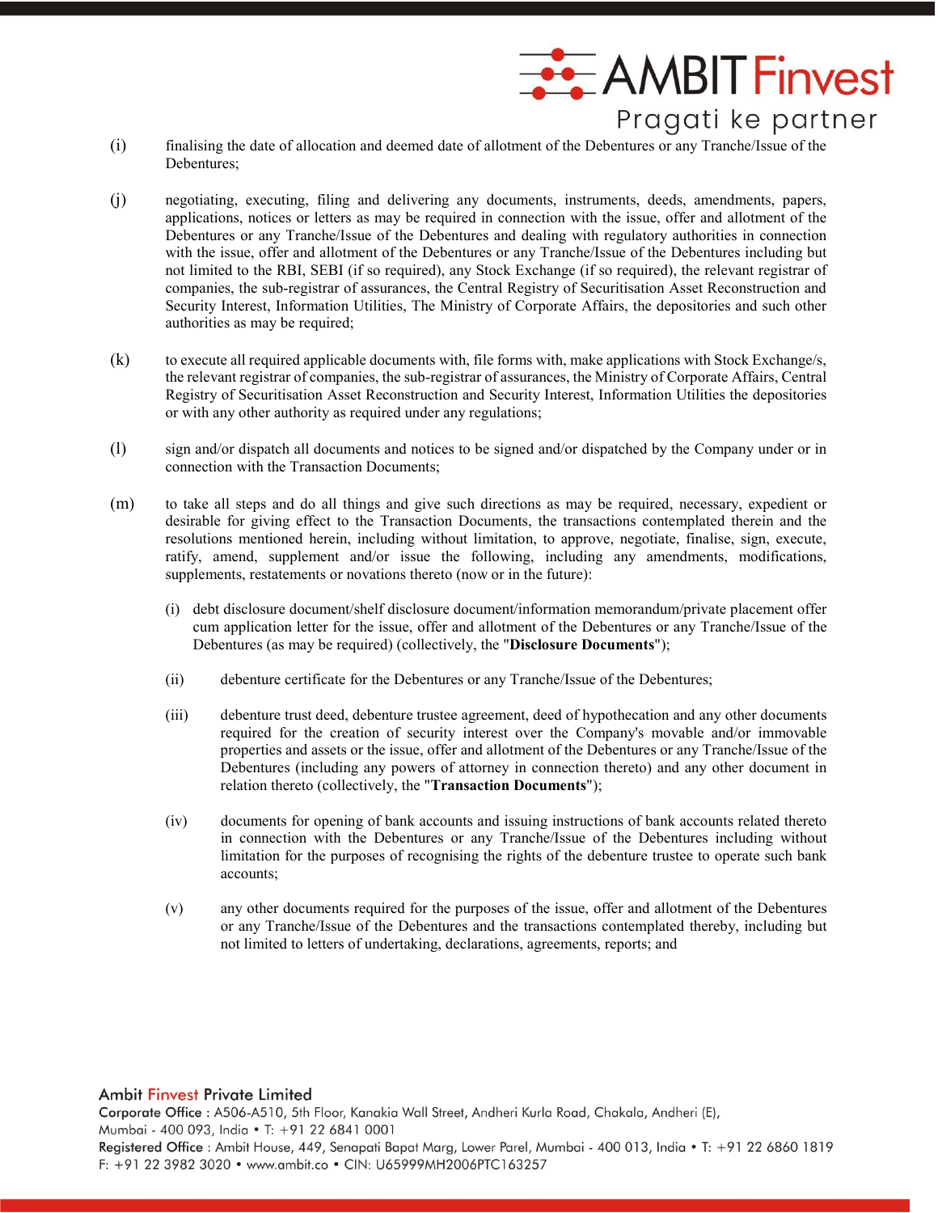(i) finalising the date of allocation and deemed date of allotment of the Debentures or any Tranche/Issue of the Debentures;

(j) negotiating, executing, filing and delivering any documents, instruments, deeds, amendments, papers, applications, notices or letters as may be required in connection with the issue, offer and allotment of the Debentures or any Tranche/Issue of the Debentures and dealing with regulatory authorities in connection with the issue, offer and allotment of the Debentures or any Tranche/Issue of the Debentures including but not limited to the RBI, SEBI (if so required), any Stock Exchange (if so required), the relevant registrar of companies, the sub-registrar of assurances, the Central Registry of Securitisation Asset Reconstruction and Security Interest, Information Utilities, The Ministry of Corporate Affairs, the depositories and such other authorities as may be required;

(k) to execute all required applicable documents with, file forms with, make applications with Stock Exchange/s, the relevant registrar of companies, the sub-registrar of assurances, the Ministry of Corporate Affairs, Central Registry of Securitisation Asset Reconstruction and Security Interest, Information Utilities the depositories or with any other authority as required under any regulations;

(l) sign and/or dispatch all documents and notices to be signed and/or dispatched by the Company under or in connection with the Transaction Documents;

(m) to take all steps and do all things and give such directions as may be required, necessary, expedient or desirable for giving effect to the Transaction Documents, the transactions contemplated therein and the resolutions mentioned herein, including without limitation, to approve, negotiate, finalise, sign, execute, ratify, amend, supplement and/or issue the following, including any amendments, modifications, supplements, restatements or novations thereto (now or in the future):

   (i) debt disclosure document/shelf disclosure document/information memorandum/private placement offer cum application letter for the issue, offer and allotment of the Debentures or any Tranche/Issue of the Debentures (as may be required) (collectively, the "**Disclosure Documents**");

   (ii) debenture certificate for the Debentures or any Tranche/Issue of the Debentures;

   (iii) debenture trust deed, debenture trustee agreement, deed of hypothecation and any other documents required for the creation of security interest over the Company's movable and/or immovable properties and assets or the issue, offer and allotment of the Debentures or any Tranche/Issue of the Debentures (including any powers of attorney in connection thereto) and any other document in relation thereto (collectively, the "**Transaction Documents**");

   (iv) documents for opening of bank accounts and issuing instructions of bank accounts related thereto in connection with the Debentures or any Tranche/Issue of the Debentures including without limitation for the purposes of recognising the rights of the debenture trustee to operate such bank accounts;

   (v) any other documents required for the purposes of the issue, offer and allotment of the Debentures or any Tranche/Issue of the Debentures and the transactions contemplated thereby, including but not limited to letters of undertaking, declarations, agreements, reports; and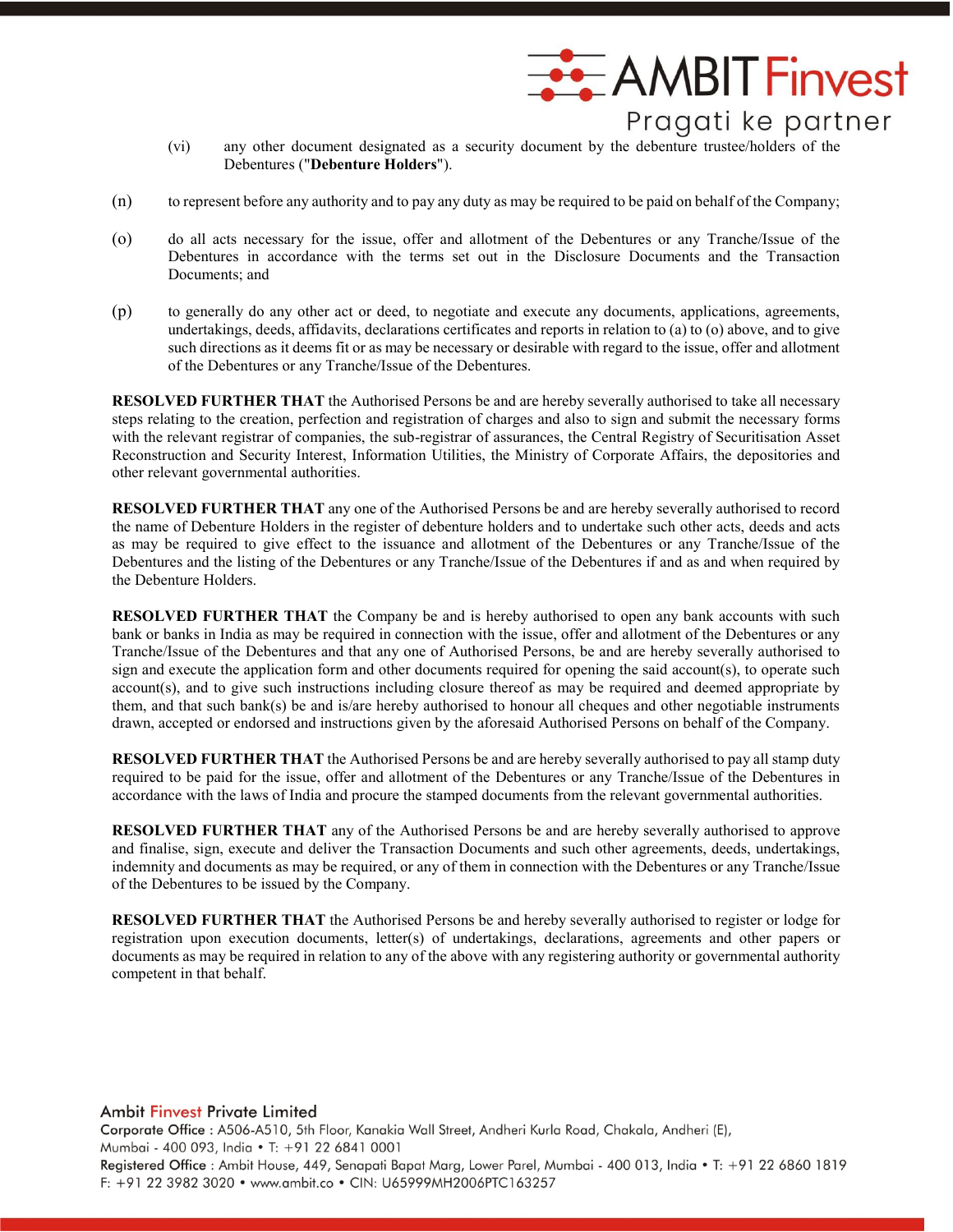(vi) any other document designated as a security document by the debenture trustee/holders of the Debentures ("**Debenture Holders**").

(n) to represent before any authority and to pay any duty as may be required to be paid on behalf of the Company;

(o) do all acts necessary for the issue, offer and allotment of the Debentures or any Tranche/Issue of the Debentures in accordance with the terms set out in the Disclosure Documents and the Transaction Documents; and

(p) to generally do any other act or deed, to negotiate and execute any documents, applications, agreements, undertakings, deeds, affidavits, declarations certificates and reports in relation to (a) to (o) above, and to give such directions as it deems fit or as may be necessary or desirable with regard to the issue, offer and allotment of the Debentures or any Tranche/Issue of the Debentures.

**RESOLVED FURTHER THAT** the Authorised Persons be and are hereby severally authorised to take all necessary steps relating to the creation, perfection and registration of charges and also to sign and submit the necessary forms with the relevant registrar of companies, the sub-registrar of assurances, the Central Registry of Securitisation Asset Reconstruction and Security Interest, Information Utilities, the Ministry of Corporate Affairs, the depositories and other relevant governmental authorities.

**RESOLVED FURTHER THAT** any one of the Authorised Persons be and are hereby severally authorised to record the name of Debenture Holders in the register of debenture holders and to undertake such other acts, deeds and acts as may be required to give effect to the issuance and allotment of the Debentures or any Tranche/Issue of the Debentures and the listing of the Debentures or any Tranche/Issue of the Debentures if and as and when required by the Debenture Holders.

**RESOLVED FURTHER THAT** the Company be and is hereby authorised to open any bank accounts with such bank or banks in India as may be required in connection with the issue, offer and allotment of the Debentures or any Tranche/Issue of the Debentures and that any one of Authorised Persons, be and are hereby severally authorised to sign and execute the application form and other documents required for opening the said account(s), to operate such account(s), and to give such instructions including closure thereof as may be required and deemed appropriate by them, and that such bank(s) be and is/are hereby authorised to honour all cheques and other negotiable instruments drawn, accepted or endorsed and instructions given by the aforesaid Authorised Persons on behalf of the Company.

**RESOLVED FURTHER THAT** the Authorised Persons be and are hereby severally authorised to pay all stamp duty required to be paid for the issue, offer and allotment of the Debentures or any Tranche/Issue of the Debentures in accordance with the laws of India and procure the stamped documents from the relevant governmental authorities.

**RESOLVED FURTHER THAT** any of the Authorised Persons be and are hereby severally authorised to approve and finalise, sign, execute and deliver the Transaction Documents and such other agreements, deeds, undertakings, indemnity and documents as may be required, or any of them in connection with the Debentures or any Tranche/Issue of the Debentures to be issued by the Company.

**RESOLVED FURTHER THAT** the Authorised Persons be and hereby severally authorised to register or lodge for registration upon execution documents, letter(s) of undertakings, declarations, agreements and other papers or documents as may be required in relation to any of the above with any registering authority or governmental authority competent in that behalf.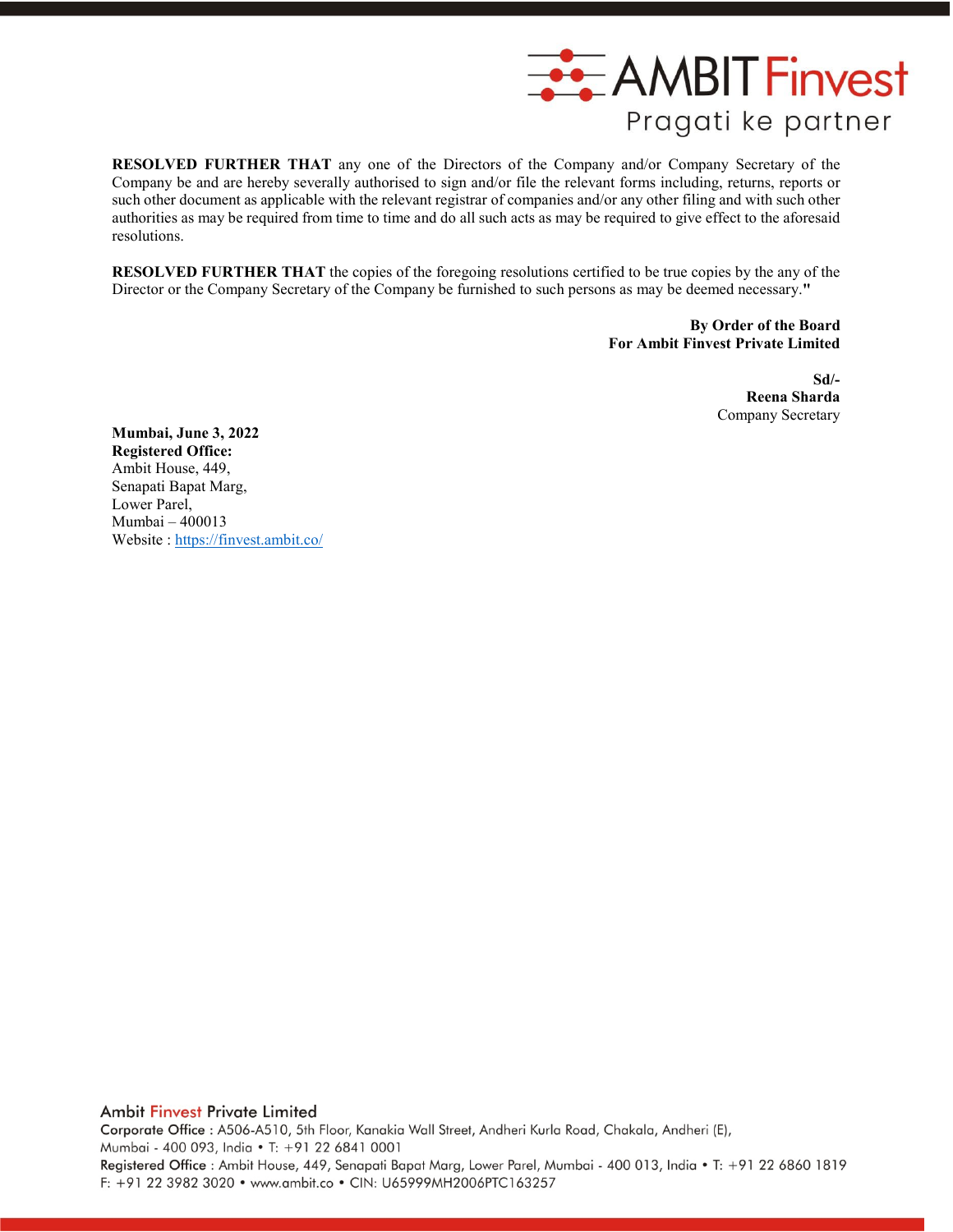**RESOLVED FURTHER THAT** any one of the Directors of the Company and/or Company Secretary of the Company be and are hereby severally authorised to sign and/or file the relevant forms including, returns, reports or such other document as applicable with the relevant registrar of companies and/or any other filing and with such other authorities as may be required from time to time and do all such acts as may be required to give effect to the aforesaid resolutions.

**RESOLVED FURTHER THAT** the copies of the foregoing resolutions certified to be true copies by the any of the Director or the Company Secretary of the Company be furnished to such persons as may be deemed necessary."

**By Order of the Board**
**For Ambit Finvest Private Limited**

**Sd/-**
**Reena Sharda**
Company Secretary

**Mumbai, June 3, 2022**
**Registered Office:**
Ambit House, 449,
Senapati Bapat Marg,
Lower Parel,
Mumbai – 400013
Website : https://finvest.ambit.co/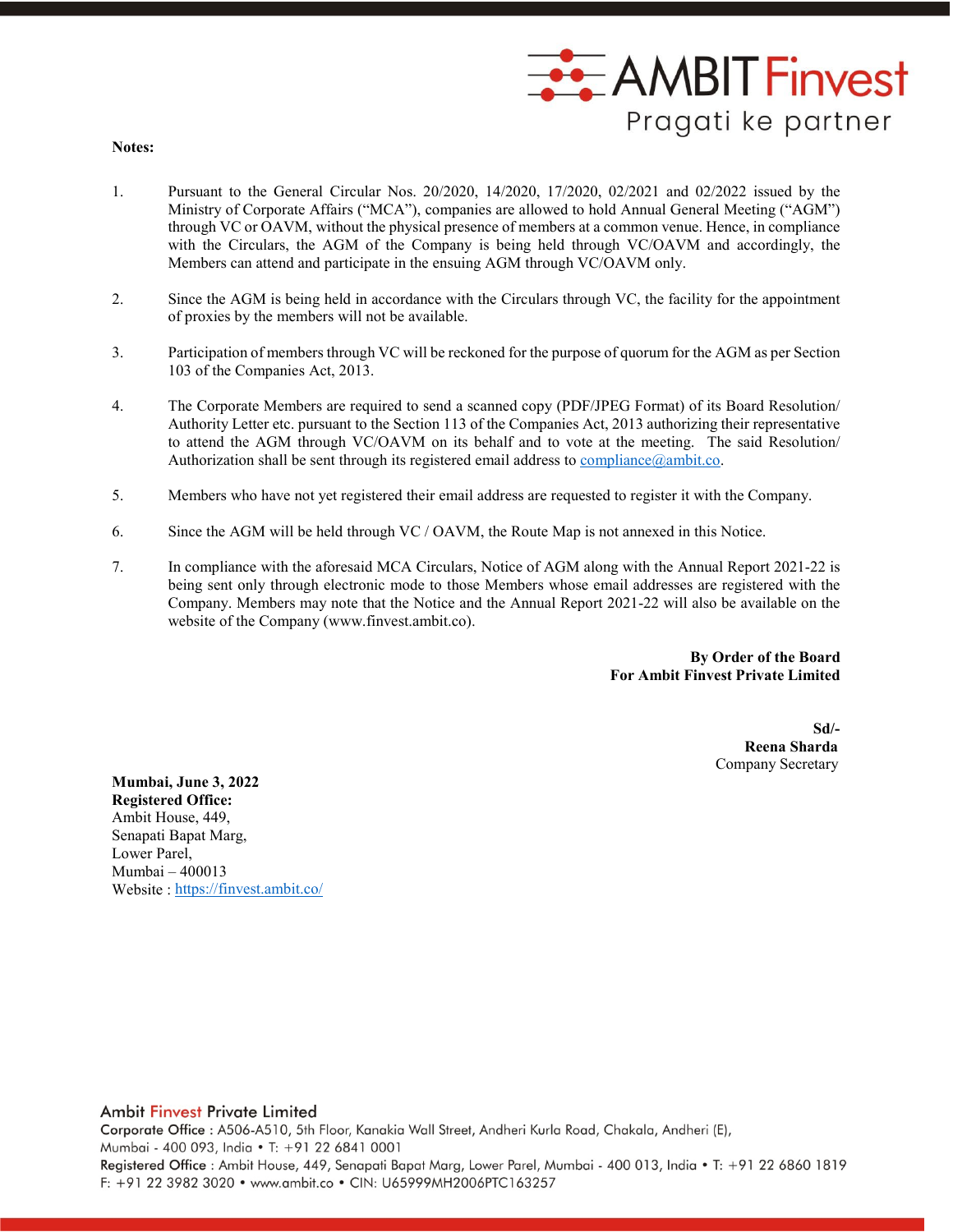**Notes:**

1. Pursuant to the General Circular Nos. 20/2020, 14/2020, 17/2020, 02/2021 and 02/2022 issued by the Ministry of Corporate Affairs ("MCA"), companies are allowed to hold Annual General Meeting ("AGM") through VC or OAVM, without the physical presence of members at a common venue. Hence, in compliance with the Circulars, the AGM of the Company is being held through VC/OAVM and accordingly, the Members can attend and participate in the ensuing AGM through VC/OAVM only.

2. Since the AGM is being held in accordance with the Circulars through VC, the facility for the appointment of proxies by the members will not be available.

3. Participation of members through VC will be reckoned for the purpose of quorum for the AGM as per Section 103 of the Companies Act, 2013.

4. The Corporate Members are required to send a scanned copy (PDF/JPEG Format) of its Board Resolution/ Authority Letter etc. pursuant to the Section 113 of the Companies Act, 2013 authorizing their representative to attend the AGM through VC/OAVM on its behalf and to vote at the meeting. The said Resolution/ Authorization shall be sent through its registered email address to compliance@ambit.co.

5. Members who have not yet registered their email address are requested to register it with the Company.

6. Since the AGM will be held through VC / OAVM, the Route Map is not annexed in this Notice.

7. In compliance with the aforesaid MCA Circulars, Notice of AGM along with the Annual Report 2021-22 is being sent only through electronic mode to those Members whose email addresses are registered with the Company. Members may note that the Notice and the Annual Report 2021-22 will also be available on the website of the Company (www.finvest.ambit.co).

**By Order of the Board**
**For Ambit Finvest Private Limited**

**Sd/-**
**Reena Sharda**
Company Secretary

**Mumbai, June 3, 2022**
**Registered Office:**
Ambit House, 449,
Senapati Bapat Marg,
Lower Parel,
Mumbai – 400013
Website : https://finvest.ambit.co/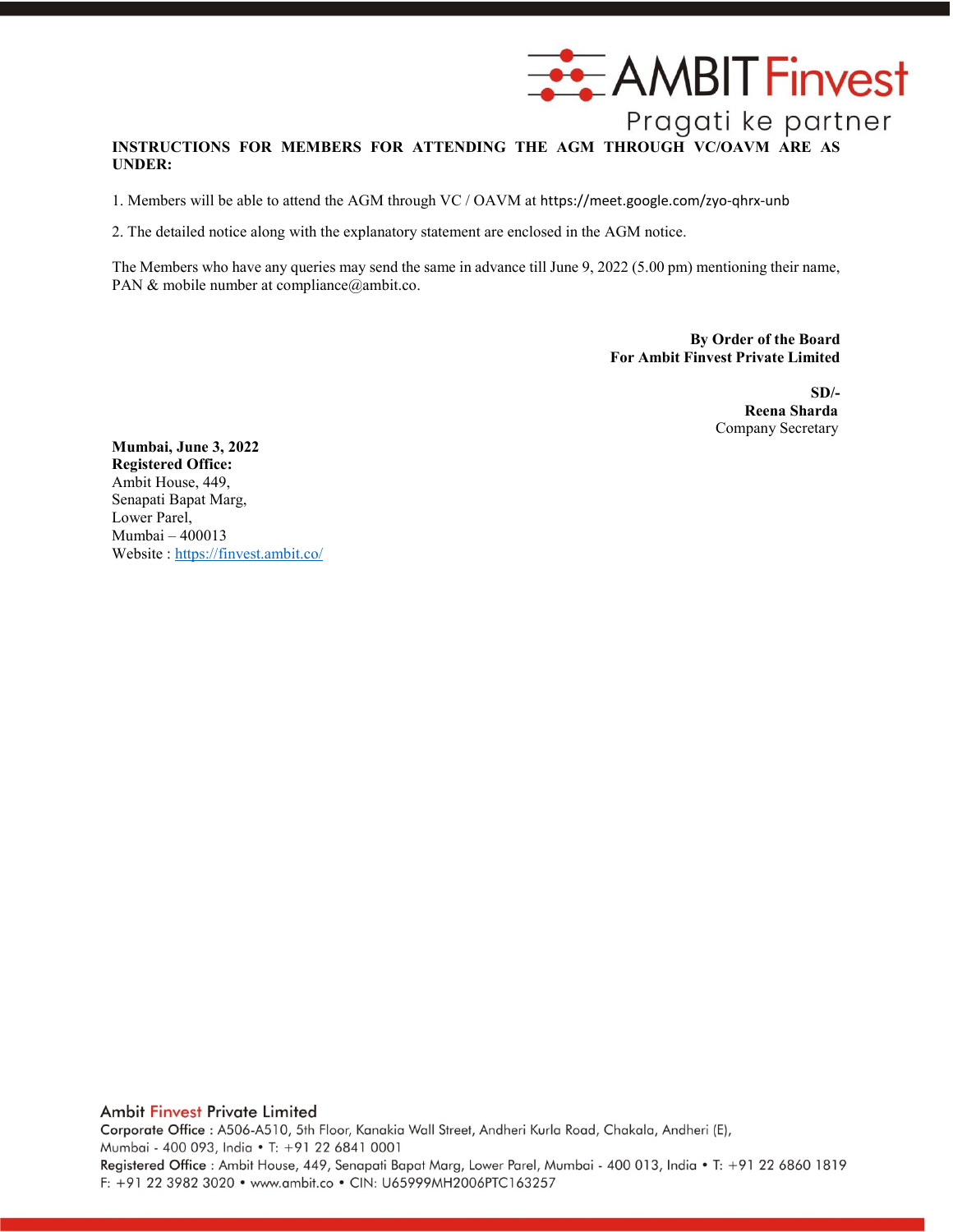**INSTRUCTIONS FOR MEMBERS FOR ATTENDING THE AGM THROUGH VC/OAVM ARE AS UNDER:**

1. Members will be able to attend the AGM through VC / OAVM at https://meet.google.com/zyo-qhrx-unb

2. The detailed notice along with the explanatory statement are enclosed in the AGM notice.

The Members who have any queries may send the same in advance till June 9, 2022 (5.00 pm) mentioning their name, PAN & mobile number at compliance@ambit.co.

**By Order of the Board**
**For Ambit Finvest Private Limited**

**SD/-**
**Reena Sharda**
Company Secretary

**Mumbai, June 3, 2022**
**Registered Office:**
Ambit House, 449,
Senapati Bapat Marg,
Lower Parel,
Mumbai – 400013
Website : https://finvest.ambit.co/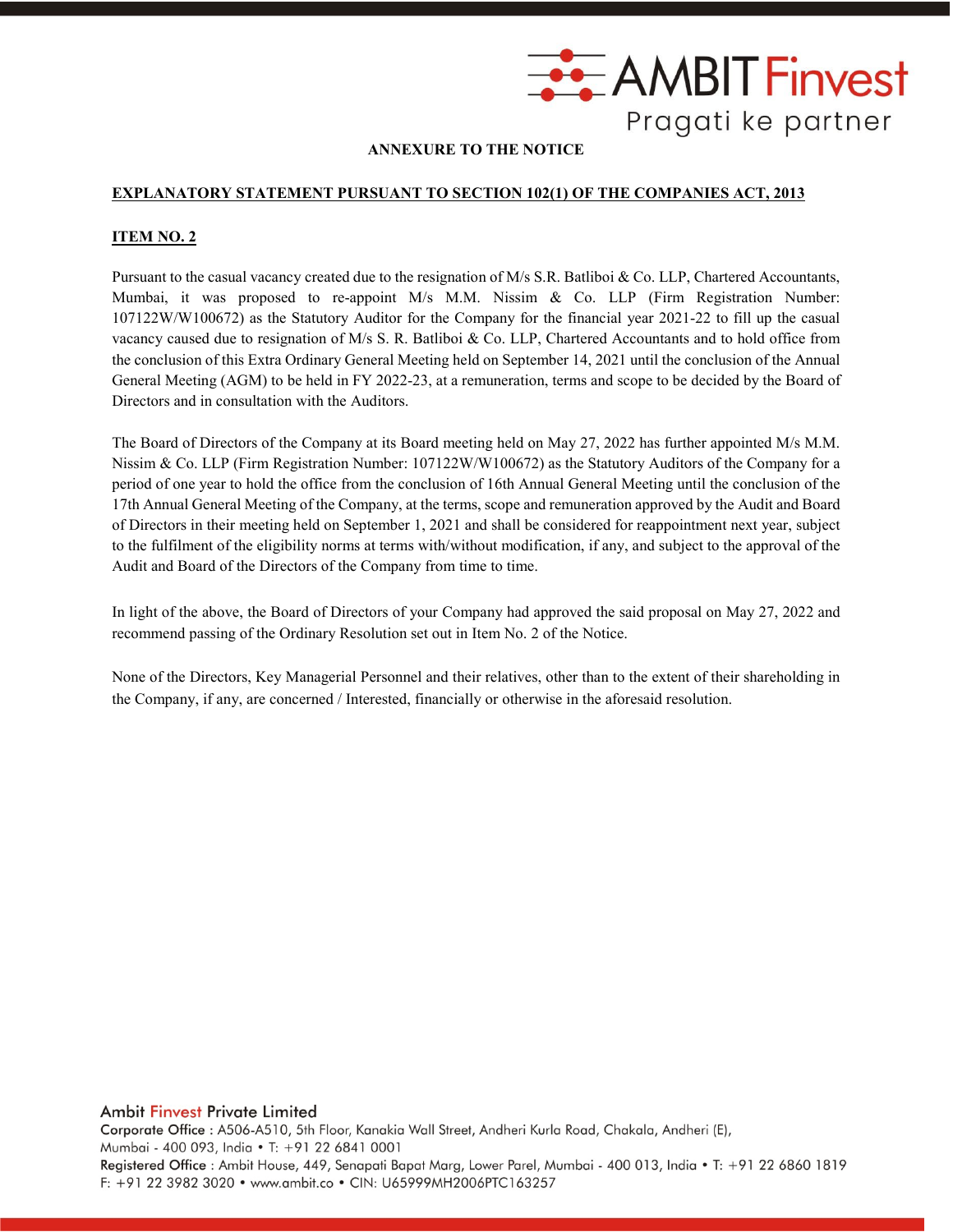## ANNEXURE TO THE NOTICE

**EXPLANATORY STATEMENT PURSUANT TO SECTION 102(1) OF THE COMPANIES ACT, 2013**

**ITEM NO. 2**

Pursuant to the casual vacancy created due to the resignation of M/s S.R. Batliboi & Co. LLP, Chartered Accountants, Mumbai, it was proposed to re-appoint M/s M.M. Nissim & Co. LLP (Firm Registration Number: 107122W/W100672) as the Statutory Auditor for the Company for the financial year 2021-22 to fill up the casual vacancy caused due to resignation of M/s S. R. Batliboi & Co. LLP, Chartered Accountants and to hold office from the conclusion of this Extra Ordinary General Meeting held on September 14, 2021 until the conclusion of the Annual General Meeting (AGM) to be held in FY 2022-23, at a remuneration, terms and scope to be decided by the Board of Directors and in consultation with the Auditors.

The Board of Directors of the Company at its Board meeting held on May 27, 2022 has further appointed M/s M.M. Nissim & Co. LLP (Firm Registration Number: 107122W/W100672) as the Statutory Auditors of the Company for a period of one year to hold the office from the conclusion of 16th Annual General Meeting until the conclusion of the 17th Annual General Meeting of the Company, at the terms, scope and remuneration approved by the Audit and Board of Directors in their meeting held on September 1, 2021 and shall be considered for reappointment next year, subject to the fulfilment of the eligibility norms at terms with/without modification, if any, and subject to the approval of the Audit and Board of the Directors of the Company from time to time.

In light of the above, the Board of Directors of your Company had approved the said proposal on May 27, 2022 and recommend passing of the Ordinary Resolution set out in Item No. 2 of the Notice.

None of the Directors, Key Managerial Personnel and their relatives, other than to the extent of their shareholding in the Company, if any, are concerned / Interested, financially or otherwise in the aforesaid resolution.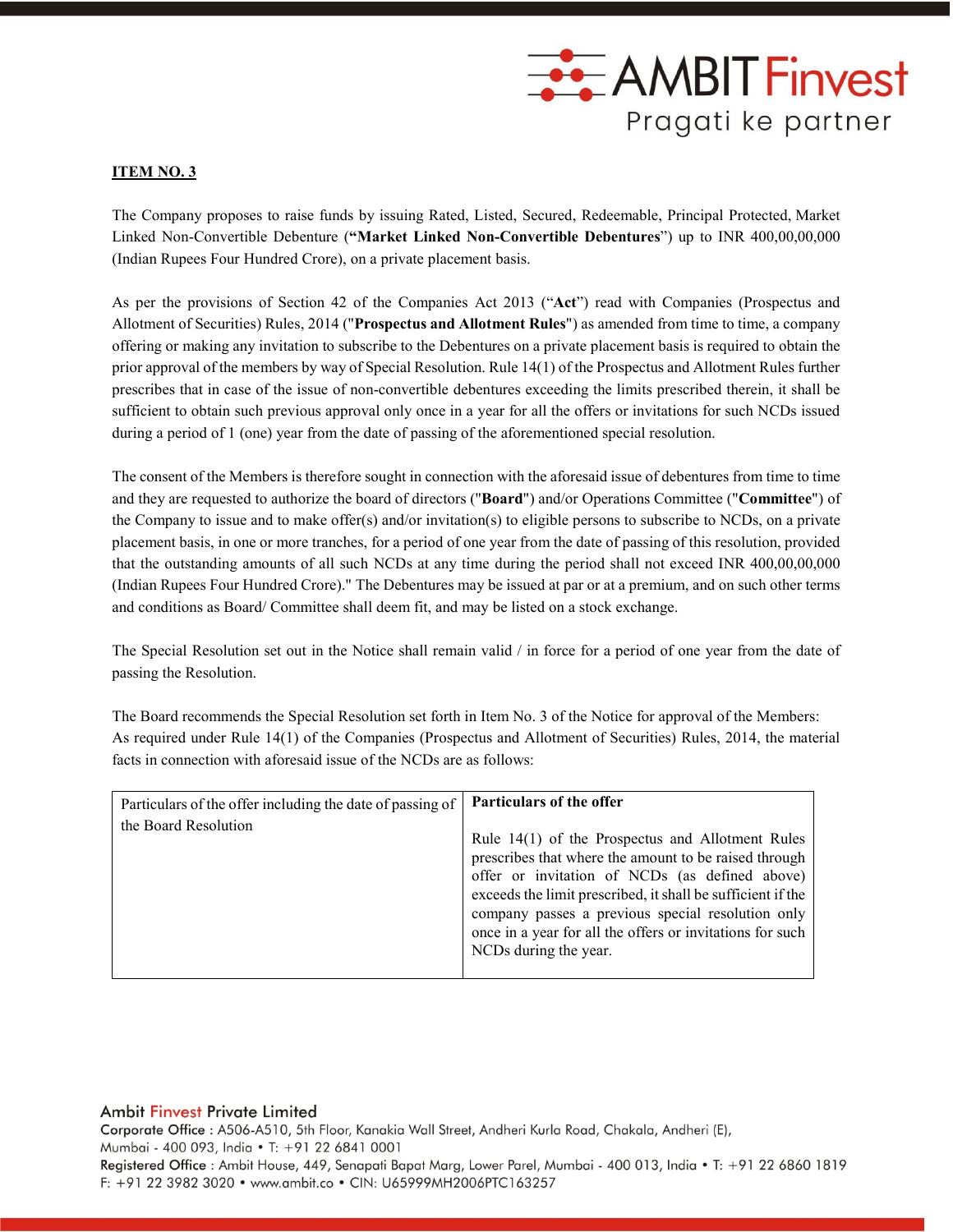**ITEM NO. 3**

The Company proposes to raise funds by issuing Rated, Listed, Secured, Redeemable, Principal Protected, Market Linked Non-Convertible Debenture (**"Market Linked Non-Convertible Debentures**") up to INR 400,00,00,000 (Indian Rupees Four Hundred Crore), on a private placement basis.

As per the provisions of Section 42 of the Companies Act 2013 ("**Act**") read with Companies (Prospectus and Allotment of Securities) Rules, 2014 ("**Prospectus and Allotment Rules**") as amended from time to time, a company offering or making any invitation to subscribe to the Debentures on a private placement basis is required to obtain the prior approval of the members by way of Special Resolution. Rule 14(1) of the Prospectus and Allotment Rules further prescribes that in case of the issue of non-convertible debentures exceeding the limits prescribed therein, it shall be sufficient to obtain such previous approval only once in a year for all the offers or invitations for such NCDs issued during a period of 1 (one) year from the date of passing of the aforementioned special resolution.

The consent of the Members is therefore sought in connection with the aforesaid issue of debentures from time to time and they are requested to authorize the board of directors ("**Board**") and/or Operations Committee ("**Committee**") of the Company to issue and to make offer(s) and/or invitation(s) to eligible persons to subscribe to NCDs, on a private placement basis, in one or more tranches, for a period of one year from the date of passing of this resolution, provided that the outstanding amounts of all such NCDs at any time during the period shall not exceed INR 400,00,00,000 (Indian Rupees Four Hundred Crore)." The Debentures may be issued at par or at a premium, and on such other terms and conditions as Board/ Committee shall deem fit, and may be listed on a stock exchange.

The Special Resolution set out in the Notice shall remain valid / in force for a period of one year from the date of passing the Resolution.

The Board recommends the Special Resolution set forth in Item No. 3 of the Notice for approval of the Members:
As required under Rule 14(1) of the Companies (Prospectus and Allotment of Securities) Rules, 2014, the material facts in connection with aforesaid issue of the NCDs are as follows:

| Particulars of the offer including the date of passing of the Board Resolution | **Particulars of the offer**<br><br>Rule 14(1) of the Prospectus and Allotment Rules prescribes that where the amount to be raised through offer or invitation of NCDs (as defined above) exceeds the limit prescribed, it shall be sufficient if the company passes a previous special resolution only once in a year for all the offers or invitations for such NCDs during the year. |
|---|---|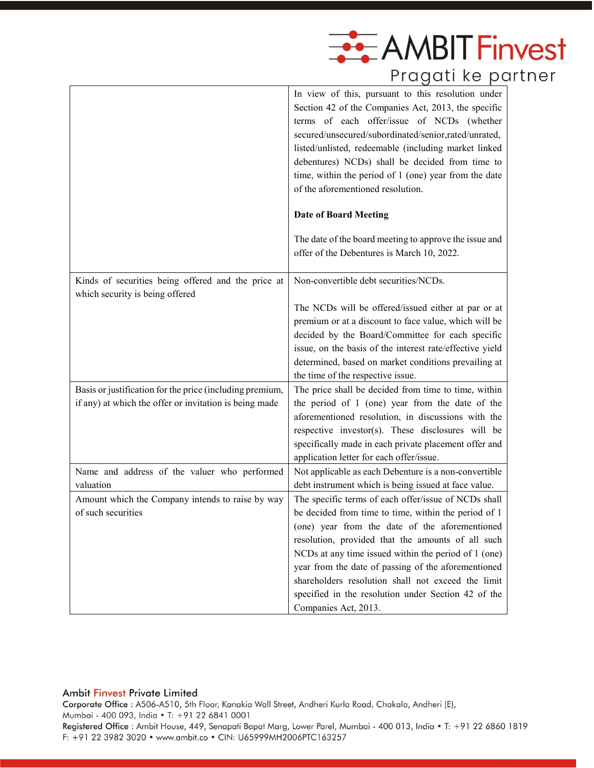| | |
|---|---|
| | In view of this, pursuant to this resolution under Section 42 of the Companies Act, 2013, the specific terms of each offer/issue of NCDs (whether secured/unsecured/subordinated/senior,rated/unrated, listed/unlisted, redeemable (including market linked debentures) NCDs) shall be decided from time to time, within the period of 1 (one) year from the date of the aforementioned resolution.<br><br>**Date of Board Meeting**<br><br>The date of the board meeting to approve the issue and offer of the Debentures is March 10, 2022. |
| Kinds of securities being offered and the price at which security is being offered | Non-convertible debt securities/NCDs.<br><br>The NCDs will be offered/issued either at par or at premium or at a discount to face value, which will be decided by the Board/Committee for each specific issue, on the basis of the interest rate/effective yield determined, based on market conditions prevailing at the time of the respective issue. |
| Basis or justification for the price (including premium, if any) at which the offer or invitation is being made | The price shall be decided from time to time, within the period of 1 (one) year from the date of the aforementioned resolution, in discussions with the respective investor(s). These disclosures will be specifically made in each private placement offer and application letter for each offer/issue. |
| Name and address of the valuer who performed valuation | Not applicable as each Debenture is a non-convertible debt instrument which is being issued at face value. |
| Amount which the Company intends to raise by way of such securities | The specific terms of each offer/issue of NCDs shall be decided from time to time, within the period of 1 (one) year from the date of the aforementioned resolution, provided that the amounts of all such NCDs at any time issued within the period of 1 (one) year from the date of passing of the aforementioned shareholders resolution shall not exceed the limit specified in the resolution under Section 42 of the Companies Act, 2013. |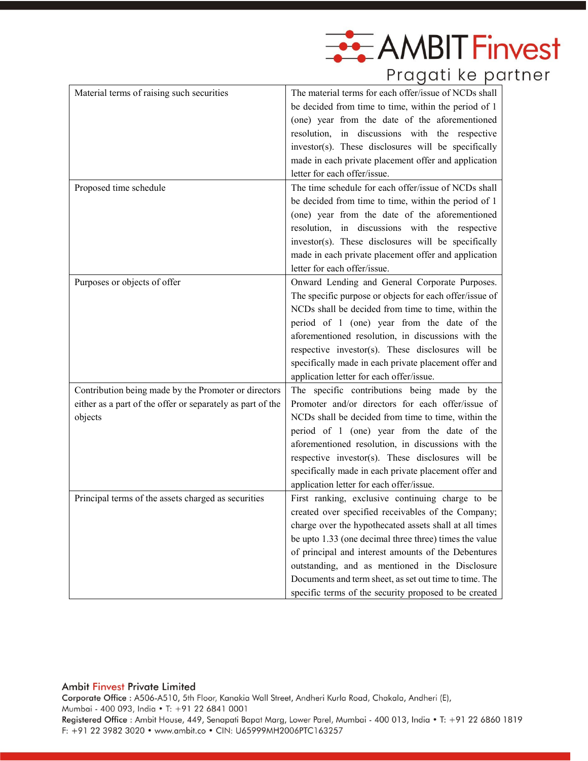| | |
|---|---|
| Material terms of raising such securities | The material terms for each offer/issue of NCDs shall be decided from time to time, within the period of 1 (one) year from the date of the aforementioned resolution, in discussions with the respective investor(s). These disclosures will be specifically made in each private placement offer and application letter for each offer/issue. |
| Proposed time schedule | The time schedule for each offer/issue of NCDs shall be decided from time to time, within the period of 1 (one) year from the date of the aforementioned resolution, in discussions with the respective investor(s). These disclosures will be specifically made in each private placement offer and application letter for each offer/issue. |
| Purposes or objects of offer | Onward Lending and General Corporate Purposes. The specific purpose or objects for each offer/issue of NCDs shall be decided from time to time, within the period of 1 (one) year from the date of the aforementioned resolution, in discussions with the respective investor(s). These disclosures will be specifically made in each private placement offer and application letter for each offer/issue. |
| Contribution being made by the Promoter or directors either as a part of the offer or separately as part of the objects | The specific contributions being made by the Promoter and/or directors for each offer/issue of NCDs shall be decided from time to time, within the period of 1 (one) year from the date of the aforementioned resolution, in discussions with the respective investor(s). These disclosures will be specifically made in each private placement offer and application letter for each offer/issue. |
| Principal terms of the assets charged as securities | First ranking, exclusive continuing charge to be created over specified receivables of the Company; charge over the hypothecated assets shall at all times be upto 1.33 (one decimal three three) times the value of principal and interest amounts of the Debentures outstanding, and as mentioned in the Disclosure Documents and term sheet, as set out time to time. The specific terms of the security proposed to be created |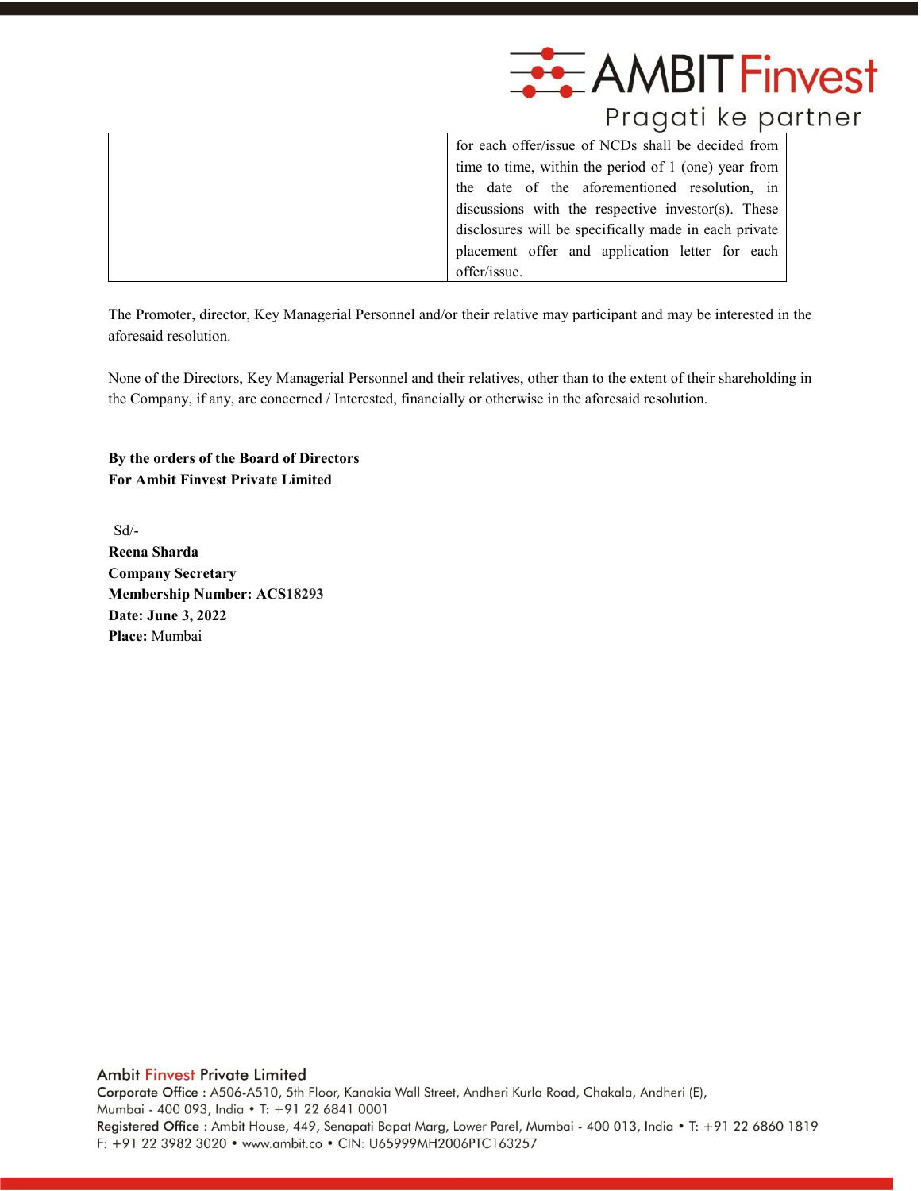| | |
|---|---|
| | for each offer/issue of NCDs shall be decided from time to time, within the period of 1 (one) year from the date of the aforementioned resolution, in discussions with the respective investor(s). These disclosures will be specifically made in each private placement offer and application letter for each offer/issue. |

The Promoter, director, Key Managerial Personnel and/or their relative may participant and may be interested in the aforesaid resolution.

None of the Directors, Key Managerial Personnel and their relatives, other than to the extent of their shareholding in the Company, if any, are concerned / Interested, financially or otherwise in the aforesaid resolution.

**By the orders of the Board of Directors**
**For Ambit Finvest Private Limited**

Sd/-
**Reena Sharda**
**Company Secretary**
**Membership Number: ACS18293**
**Date: June 3, 2022**
**Place:** Mumbai